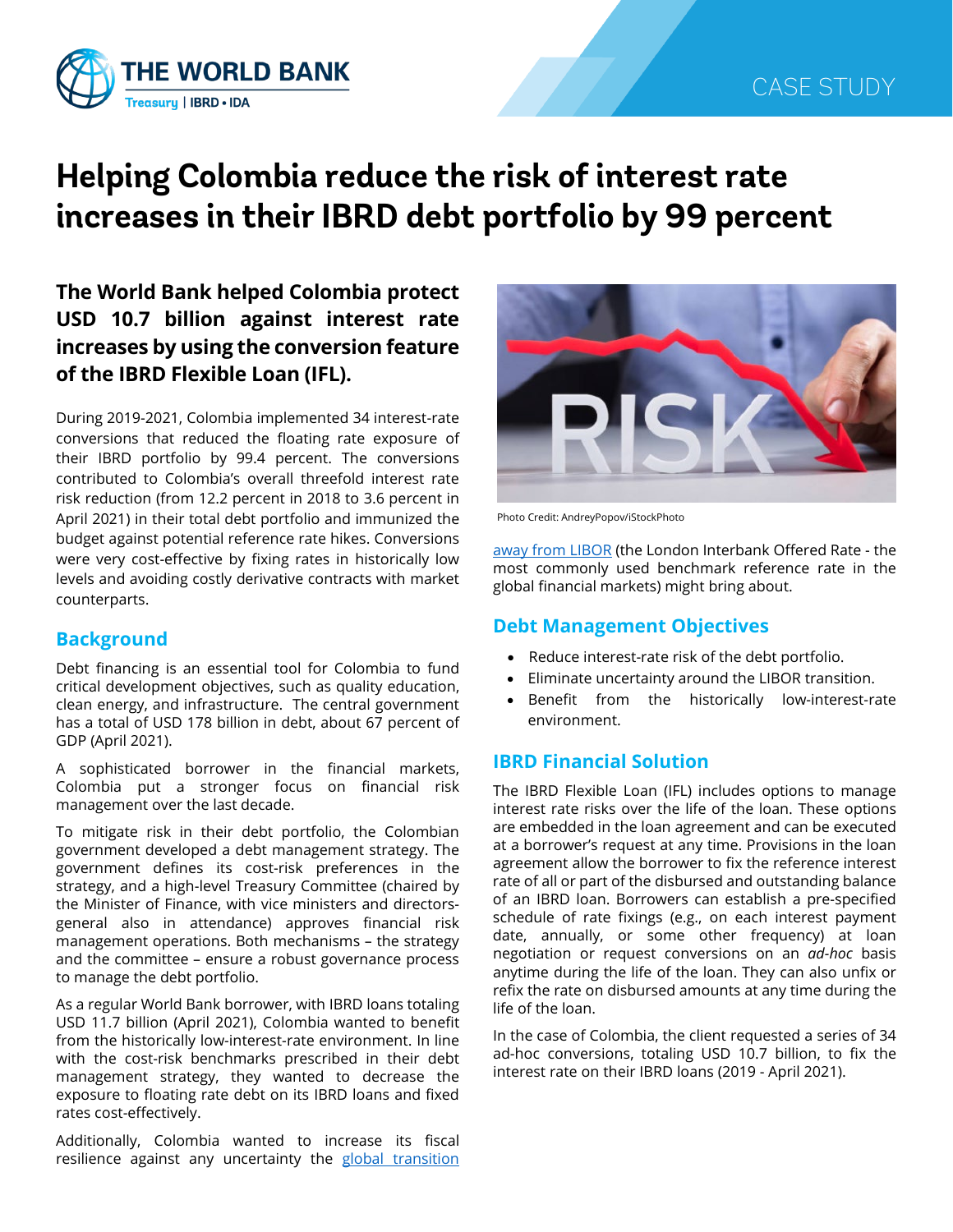CASE STUDY

# Helping Colombia reduce the risk of interest rate increases in their IBRD debt portfolio by 99 percent

**The World Bank helped Colombia protect USD 10.7 billion against interest rate increases by using the conversion feature of the IBRD Flexible Loan (IFL).**

During 2019-2021, Colombia implemented 34 interest-rate conversions that reduced the floating rate exposure of their IBRD portfolio by 99.4 percent. The conversions contributed to Colombia's overall threefold interest rate risk reduction (from 12.2 percent in 2018 to 3.6 percent in April 2021) in their total debt portfolio and immunized the budget against potential reference rate hikes. Conversions were very cost-effective by fixing rates in historically low levels and avoiding costly derivative contracts with market counterparts.

## Background

Debt financing is an essential tool for Colombia to fund critical development objectives, such as quality education, clean energy, and infrastructure. The central government has a total of USD 178 billion in debt, about 67 percent of GDP (April 2021).

A sophisticated borrower in the financial markets, Colombia put a stronger focus on financial risk management over the last decade.

To mitigate risk in their debt portfolio, the Colombian government developed a debt management strategy. The government defines its cost-risk preferences in the strategy, and a high-level Treasury Committee (chaired by the Minister of Finance, with vice ministers and directors-general also in attendance) approves financial risk management operations. Both mechanisms – the strategy and the committee – ensure a robust governance process to manage the debt portfolio.

As a regular World Bank borrower, with IBRD loans totaling USD 11.7 billion (April 2021), Colombia wanted to benefit from the historically low-interest-rate environment. In line with the cost-risk benchmarks prescribed in their debt management strategy, they wanted to decrease the exposure to floating rate debt on its IBRD loans and fixed rates cost-effectively.

Additionally, Colombia wanted to increase its fiscal resilience against any uncertainty the global transition away from LIBOR (the London Interbank Offered Rate - the most commonly used benchmark reference rate in the global financial markets) might bring about.

Photo Credit: AndreyPopov/iStockPhoto

## Debt Management Objectives

- Reduce interest-rate risk of the debt portfolio.
- Eliminate uncertainty around the LIBOR transition.
- Benefit from the historically low-interest-rate environment.

## IBRD Financial Solution

The IBRD Flexible Loan (IFL) includes options to manage interest rate risks over the life of the loan. These options are embedded in the loan agreement and can be executed at a borrower's request at any time. Provisions in the loan agreement allow the borrower to fix the reference interest rate of all or part of the disbursed and outstanding balance of an IBRD loan. Borrowers can establish a pre-specified schedule of rate fixings (e.g., on each interest payment date, annually, or some other frequency) at loan negotiation or request conversions on an *ad-hoc* basis anytime during the life of the loan. They can also unfix or refix the rate on disbursed amounts at any time during the life of the loan.

In the case of Colombia, the client requested a series of 34 ad-hoc conversions, totaling USD 10.7 billion, to fix the interest rate on their IBRD loans (2019 - April 2021).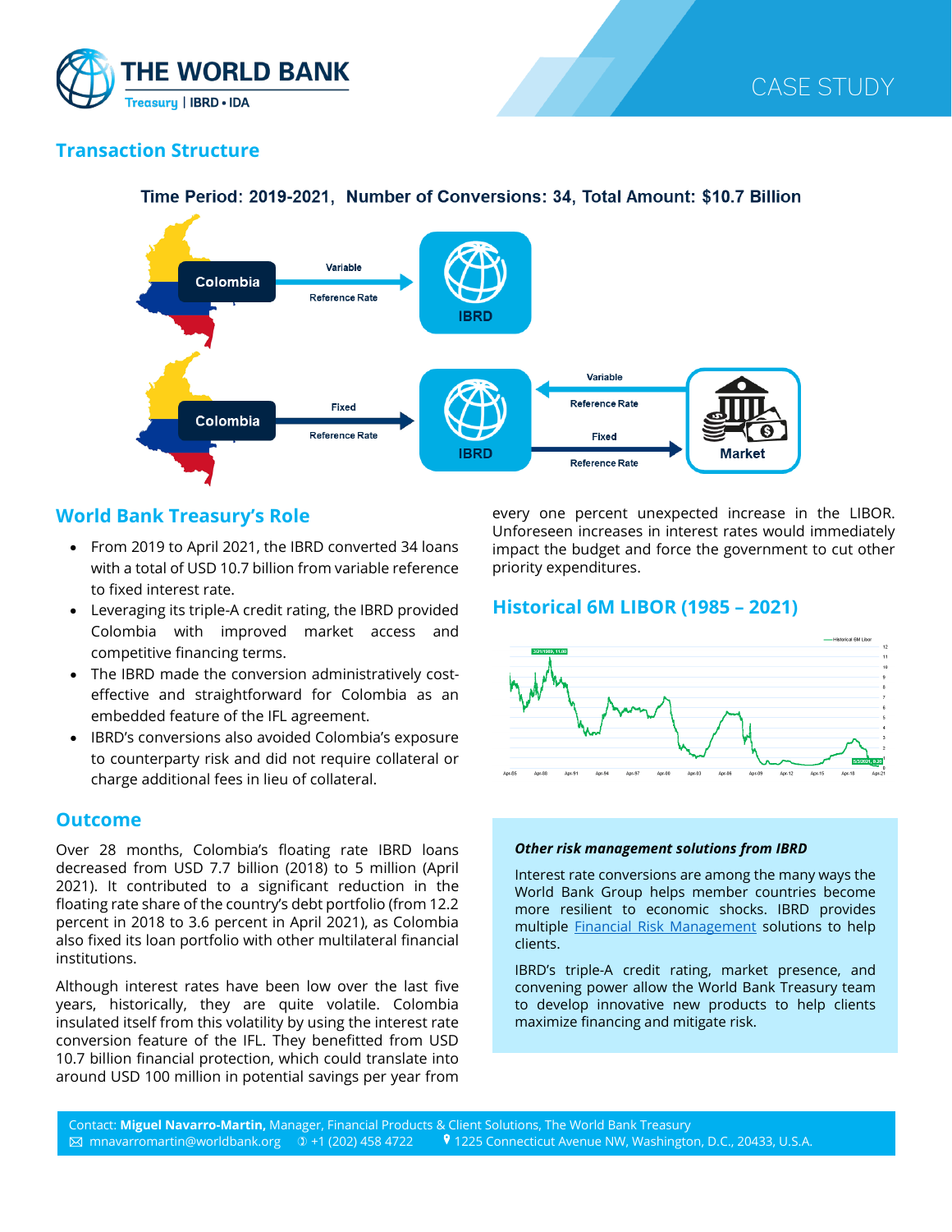CASE STUDY

## Transaction Structure

Time Period: 2019-2021, Number of Conversions: 34, Total Amount: $10.7 Billion

Colombia

Variable

Reference Rate

IBRD

Colombia

Fixed

Reference Rate

IBRD

Variable

Reference Rate

Fixed

Reference Rate

Market

## World Bank Treasury's Role

- From 2019 to April 2021, the IBRD converted 34 loans with a total of USD 10.7 billion from variable reference to fixed interest rate.
- Leveraging its triple-A credit rating, the IBRD provided Colombia with improved market access and competitive financing terms.
- The IBRD made the conversion administratively cost-effective and straightforward for Colombia as an embedded feature of the IFL agreement.
- IBRD's conversions also avoided Colombia's exposure to counterparty risk and did not require collateral or charge additional fees in lieu of collateral.

## Outcome

Over 28 months, Colombia's floating rate IBRD loans decreased from USD 7.7 billion (2018) to 5 million (April 2021). It contributed to a significant reduction in the floating rate share of the country's debt portfolio (from 12.2 percent in 2018 to 3.6 percent in April 2021), as Colombia also fixed its loan portfolio with other multilateral financial institutions.

Although interest rates have been low over the last five years, historically, they are quite volatile. Colombia insulated itself from this volatility by using the interest rate conversion feature of the IFL. They benefitted from USD 10.7 billion financial protection, which could translate into around USD 100 million in potential savings per year from every one percent unexpected increase in the LIBOR. Unforeseen increases in interest rates would immediately impact the budget and force the government to cut other priority expenditures.

## Historical 6M LIBOR (1985 – 2021)

Historical 6M Libor

3/21/1989, 11.00

5/3/2021, 0.20

12
11
10
9
8
7
6
5
4
3
2
1
0

Apr-85 Apr-88 Apr-91 Apr-94 Apr-97 Apr-00 Apr-03 Apr-06 Apr-09 Apr-12 Apr-15 Apr-18 Apr-21

***Other risk management solutions from IBRD***

Interest rate conversions are among the many ways the World Bank Group helps member countries become more resilient to economic shocks. IBRD provides multiple [Financial Risk Management](#) solutions to help clients.

IBRD's triple-A credit rating, market presence, and convening power allow the World Bank Treasury team to develop innovative new products to help clients maximize financing and mitigate risk.

Contact: **Miguel Navarro-Martin,** Manager, Financial Products & Client Solutions, The World Bank Treasury
mnavarromartin@worldbank.org +1 (202) 458 4722 1225 Connecticut Avenue NW, Washington, D.C., 20433, U.S.A.